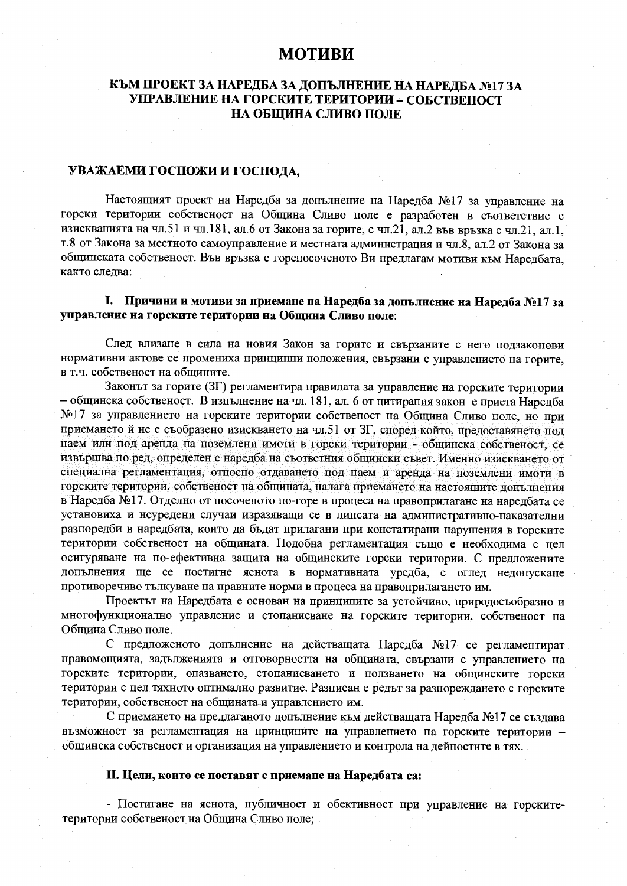# МОТИВИ

## КЪМ ПРОЕКТ ЗА НАРЕДБА ЗА ДОПЪЛНЕНИЕ НА НАРЕДБА №17 ЗА УПРАВЛЕНИЕ НА ГОРСКИТЕ ТЕРИТОРИИ – СОБСТВЕНОСТ НА ОБЩИНА СЛИВО ПОЛЕ

**УВАЖАЕМИ ГОСПОЖИ И ГОСПОДА,**

Настоящият проект на Наредба за допълнение на Наредба №17 за управление на горски територии собственост на Община Сливо поле е разработен в съответствие с изискванията на чл.51 и чл.181, ал.6 от Закона за горите, с чл.21, ал.2 във връзка с чл.21, ал.1, т.8 от Закона за местното самоуправление и местната администрация и чл.8, ал.2 от Закона за общинската собственост. Във връзка с горепосоченото Ви предлагам мотиви към Наредбата, както следва:

### I. Причини и мотиви за приемане на Наредба за допълнение на Наредба №17 за управление на горските територии на Община Сливо поле:

След влизане в сила на новия Закон за горите и свързаните с него подзаконови нормативни актове се промениха принципни положения, свързани с управлението на горите, в т.ч. собственост на общините.

Законът за горите (ЗГ) регламентира правилата за управление на горските територии – общинска собственост. В изпълнение на чл. 181, ал. 6 от цитирания закон е приета Наредба №17 за управлението на горските територии собственост на Община Сливо поле, но при приемането й не е съобразено изискването на чл.51 от ЗГ, според който, предоставянето под наем или под аренда на поземлени имоти в горски територии - общинска собственост, се извършва по ред, определен с наредба на съответния общински съвет. Именно изискването от специална регламентация, относно отдаването под наем и аренда на поземлени имоти в горските територии, собственост на общината, налага приемането на настоящите допълнения в Наредба №17. Отделно от посоченото по-горе в процеса на правоприлагане на наредбата се установиха и неуредени случаи изразяващи се в липсата на административно-наказателни разпоредби в наредбата, които да бъдат прилагани при констатирани нарушения в горските територии собственост на общината. Подобна регламентация също е необходима с цел осигуряване на по-ефективна защита на общинските горски територии. С предложените допълнения ще се постигне яснота в нормативната уредба, с оглед недопускане противоречиво тълкуване на правните норми в процеса на правоприлагането им.

Проектът на Наредбата е основан на принципите за устойчиво, природосъобразно и многофункционално управление и стопанисване на горските територии, собственост на Община Сливо поле.

С предложеното допълнение на действащата Наредба №17 се регламентират правомощията, задълженията и отговорността на общината, свързани с управлението на горските територии, опазването, стопанисването и ползването на общинските горски територии с цел тяхното оптимално развитие. Разписан е редът за разпореждането с горските територии, собственост на общината и управлението им.

С приемането на предлаганото допълнение към действащата Наредба №17 се създава възможност за регламентация на принципите на управлението на горските територии – общинска собственост и организация на управлението и контрола на дейностите в тях.

### II. Цели, които се поставят с приемане на Наредбата са:

- Постигане на яснота, публичност и обективност при управление на горските-територии собственост на Община Сливо поле;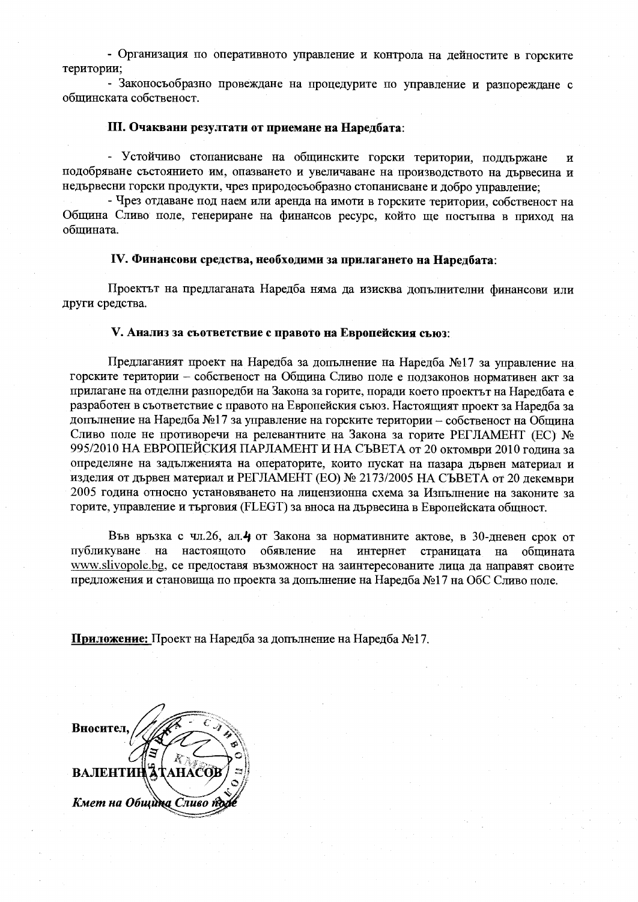- Организация по оперативното управление и контрола на дейностите в горските територии;

- Законосъобразно провеждане на процедурите по управление и разпореждане с общинската собственост.

### III. Очаквани резлутати от приемане на Наредбата:

- Устойчиво стопанисване на общинските горски територии, поддържане и подобряване състоянието им, опазването и увеличаване на производството на дървесина и недървесни горски продукти, чрез природосъобразно стопанисване и добро управление;

- Чрез отдаване под наем или аренда на имоти в горските територии, собственост на Община Сливо поле, генериране на финансов ресурс, който ще постъпва в приход на общината.

### IV. Финансови средства, необходими за прилагането на Наредбата:

Проектът на предлаганата Наредба няма да изисква допълнителни финансови или други средства.

### V. Анализ за съответствие с правото на Европейския съюз:

Предлаганият проект на Наредба за допълнение на Наредба №17 за управление на горските територии – собственост на Община Сливо поле е подзаконов нормативен акт за прилагане на отделни разпоредби на Закона за горите, поради което проектът на Наредбата е разработен в съответствие с правото на Европейския съюз. Настоящият проект за Наредба за допълнение на Наредба №17 за управление на горските територии – собственост на Община Сливо поле не противоречи на релевантните на Закона за горите РЕГЛАМЕНТ (ЕС) № 995/2010 НА ЕВРОПЕЙСКИЯ ПАРЛАМЕНТ И НА СЪВЕТА от 20 октомври 2010 година за определяне на задълженията на операторите, които пускат на пазара дървен материал и изделия от дървен материал и РЕГЛАМЕНТ (ЕО) № 2173/2005 НА СЪВЕТА от 20 декември 2005 година относно установяването на лицензионна схема за Изпълнение на законите за горите, управление и търговия (FLEGT) за вноса на дървесина в Европейската общност.

Във връзка с чл.26, ал.4 от Закона за нормативните актове, в 30-дневен срок от публикуване на настоящото обявление на интернет страницата на общината www.slivopole.bg, се предоставя възможност на заинтересованите лица да направят своите предложения и становища по проекта за допълнение на Наредба №17 на ОбС Сливо поле.

**Приложение:** Проект на Наредба за допълнение на Наредба №17.

**Вносител,**

**ВАЛЕНТИН АТАНАСОВ**

***Кмет на Община Сливо поле***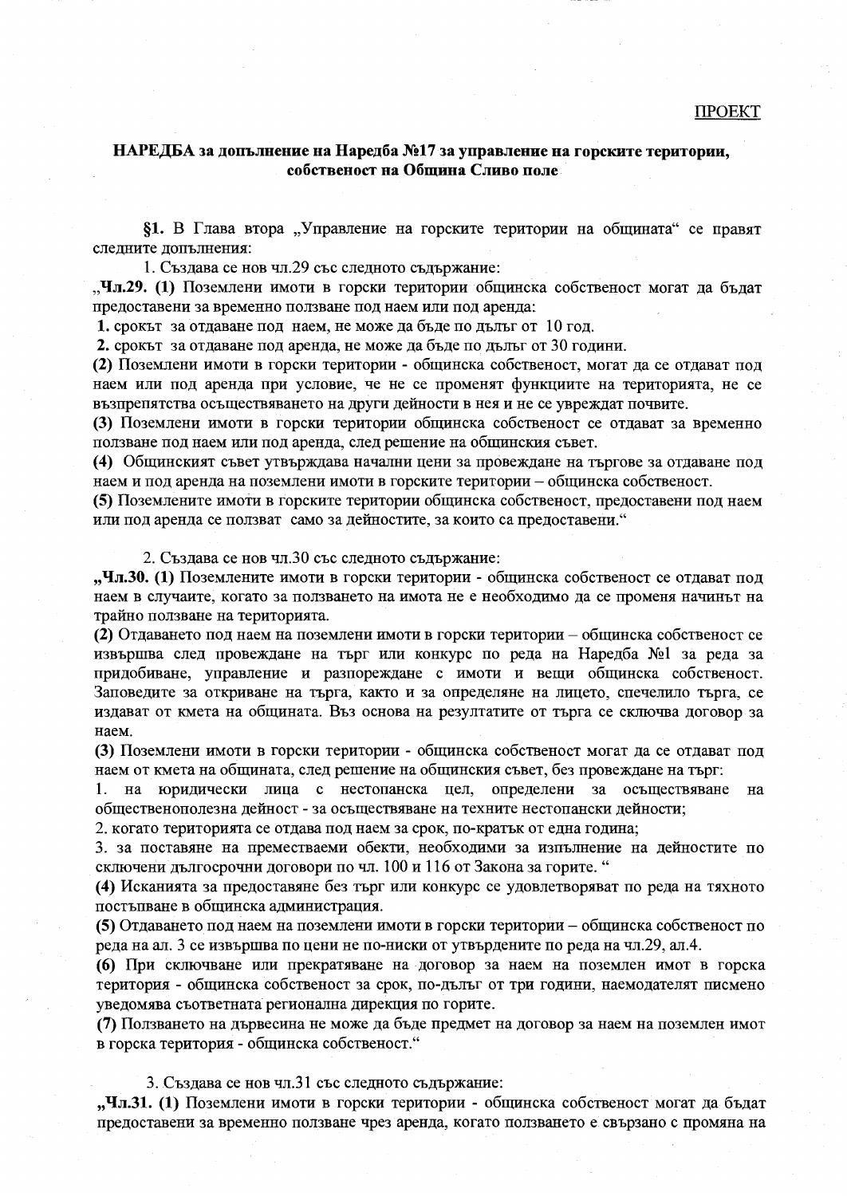ПРОЕКТ

**НАРЕДБА за допълнение на Наредба №17 за управление на горските територии, собственост на Община Сливо поле**

§1. В Глава втора „Управление на горските територии на общината“ се правят следните допълнения:

1. Създава се нов чл.29 със следното съдържание:

„**Чл.29. (1)** Поземлени имоти в горски територии общинска собственост могат да бъдат предоставени за временно ползване под наем или под аренда:

**1.** срокът за отдаване под наем, не може да бъде по дълъг от 10 год.

**2.** срокът за отдаване под аренда, не може да бъде по дълъг от 30 години.

**(2)** Поземлени имоти в горски територии - общинска собственост, могат да се отдават под наем или под аренда при условие, че не се променят функциите на територията, не се възпрепятства осъществяването на други дейности в нея и не се увреждат почвите.

**(3)** Поземлени имоти в горски територии общинска собственост се отдават за временно ползване под наем или под аренда, след решение на общинския съвет.

**(4)** Общинският съвет утвърждава начални цени за провеждане на търгове за отдаване под наем и под аренда на поземлени имоти в горските територии – общинска собственост.

**(5)** Поземлените имоти в горските територии общинска собственост, предоставени под наем или под аренда се ползват само за дейностите, за които са предоставени.“

2. Създава се нов чл.30 със следното съдържание:

„**Чл.30. (1)** Поземлените имоти в горски територии - общинска собственост се отдават под наем в случаите, когато за ползването на имота не е необходимо да се променя начинът на трайно ползване на територията.

**(2)** Отдаването под наем на поземлени имоти в горски територии – общинска собственост се извършва след провеждане на търг или конкурс по реда на Наредба №1 за реда за придобиване, управление и разпореждане с имоти и вещи общинска собственост. Заповедите за откриване на търга, както и за определяне на лицето, спечелило търга, се издават от кмета на общината. Въз основа на резултатите от търга се сключва договор за наем.

**(3)** Поземлени имоти в горски територии - общинска собственост могат да се отдават под наем от кмета на общината, след решение на общинския съвет, без провеждане на търг:

1. на юридически лица с нестопанска цел, определени за осъществяване на общественополезна дейност - за осъществяване на техните нестопански дейности;
2. когато територията се отдава под наем за срок, по-кратък от една година;
3. за поставяне на преместваеми обекти, необходими за изпълнение на дейностите по сключени дългосрочни договори по чл. 100 и 116 от Закона за горите. “

**(4)** Исканията за предоставяне без търг или конкурс се удовлетворяват по реда на тяхното постъпване в общинска администрация.

**(5)** Отдаването под наем на поземлени имоти в горски територии – общинска собственост по реда на ал. 3 се извършва по цени не по-ниски от утвърдените по реда на чл.29, ал.4.

**(6)** При сключване или прекратяване на договор за наем на поземлен имот в горска територия - общинска собственост за срок, по-дълъг от три години, наемодателят писмено уведомява съответната регионална дирекция по горите.

**(7)** Ползването на дървесина не може да бъде предмет на договор за наем на поземлен имот в горска територия - общинска собственост.“

3. Създава се нов чл.31 със следното съдържание:

„**Чл.31. (1)** Поземлени имоти в горски територии - общинска собственост могат да бъдат предоставени за временно ползване чрез аренда, когато ползването е свързано с промяна на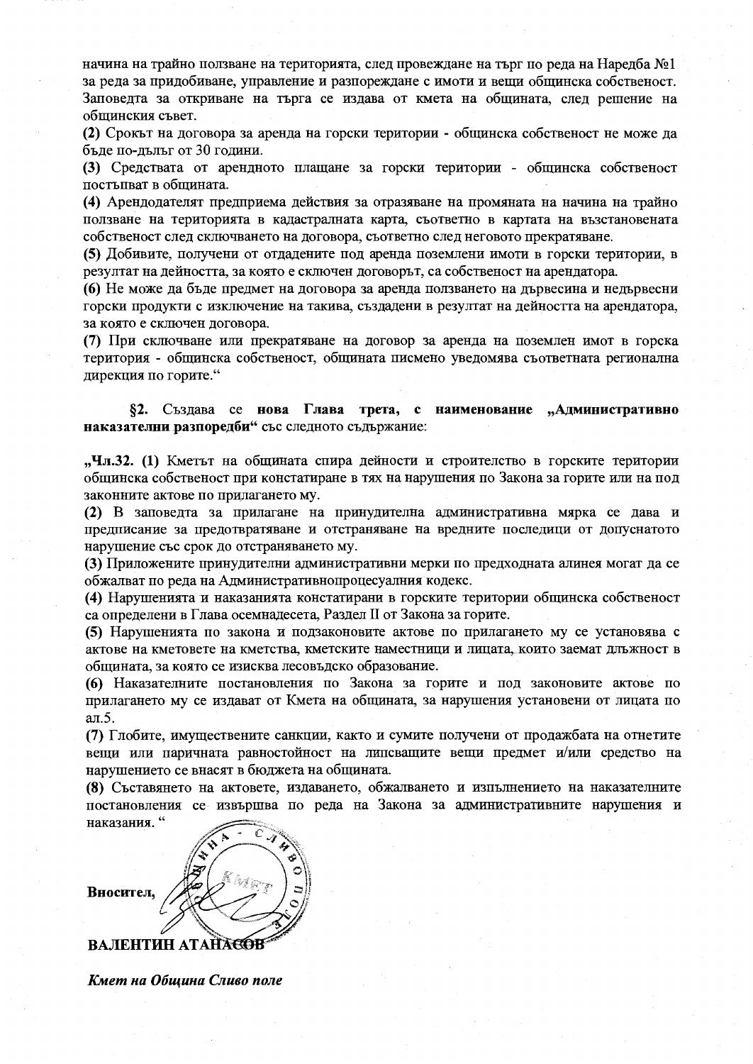начина на трайно ползване на територията, след провеждане на търг по реда на Наредба №1 за реда за придобиване, управление и разпореждане с имоти и вещи общинска собственост. Заповедта за откриване на търга се издава от кмета на общината, след решение на общинския съвет.

**(2)** Срокът на договора за аренда на горски територии - общинска собственост не може да бъде по-дълъг от 30 години.

**(3)** Средствата от арендното плащане за горски територии - общинска собственост постъпват в общината.

**(4)** Арендодателят предприема действия за отразяване на промяната на начина на трайно ползване на територията в кадастралната карта, съответно в картата на възстановената собственост след сключването на договора, съответно след неговото прекратяване.

**(5)** Добивите, получени от отдадените под аренда поземлени имоти в горски територии, в резултат на дейността, за която е сключен договорът, са собственост на арендатора.

**(6)** Не може да бъде предмет на договора за аренда ползването на дървесина и недървесни горски продукти с изключение на такива, създадени в резултат на дейността на арендатора, за която е сключен договора.

**(7)** При сключване или прекратяване на договор за аренда на поземлен имот в горска територия - общинска собственост, общината писмено уведомява съответната регионална дирекция по горите."

**§2.** Създава се **нова Глава трета, с наименование „Административно наказателни разпоредби"** със следното съдържание:

**„Чл.32. (1)** Кметът на общината спира дейности и строителство в горските територии общинска собственост при констатиране в тях на нарушения по Закона за горите или на под законните актове по прилагането му.

**(2)** В заповедта за прилагане на принудителна административна мярка се дава и предписание за предотвратяване и отстраняване на вредните последици от допуснатото нарушение със срок до отстраняването му.

**(3)** Приложените принудителни административни мерки по предходната алинея могат да се обжалват по реда на Административнопроцесуалния кодекс.

**(4)** Нарушенията и наказанията констатирани в горските територии общинска собственост са определени в Глава осемнадесета, Раздел II от Закона за горите.

**(5)** Нарушенията по закона и подзаконовите актове по прилагането му се установява с актове на кметовете на кметства, кметските наместници и лицата, които заемат длъжност в общината, за която се изисква лесовъдско образование.

**(6)** Наказателните постановления по Закона за горите и под законовите актове по прилагането му се издават от Кмета на общината, за нарушения установени от лицата по ал.5.

**(7)** Глобите, имуществените санкции, както и сумите получени от продажбата на отнетите вещи или паричната равностойност на липсващите вещи предмет и/или средство на нарушението се внасят в бюджета на общината.

**(8)** Съставянето на актовете, издаването, обжалването и изпълнението на наказателните постановления се извършва по реда на Закона за административните нарушения и наказания. "

**Вносител,**

**ВАЛЕНТИН АТАНАСОВ**

***Кмет на Община Сливо поле***